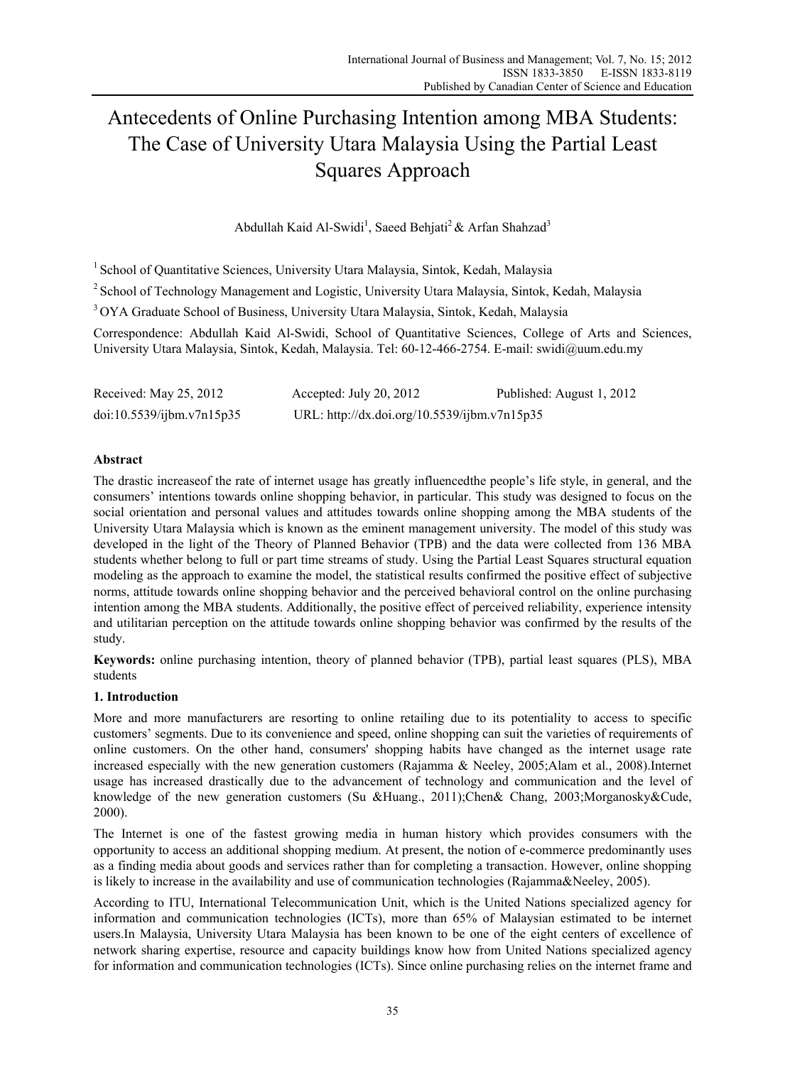# Antecedents of Online Purchasing Intention among MBA Students: The Case of University Utara Malaysia Using the Partial Least Squares Approach

Abdullah Kaid Al-Swidi[1], Saeed Behjati[2] & Arfan Shahzad[3]

[1] School of Quantitative Sciences, University Utara Malaysia, Sintok, Kedah, Malaysia

[2] School of Technology Management and Logistic, University Utara Malaysia, Sintok, Kedah, Malaysia

[3] OYA Graduate School of Business, University Utara Malaysia, Sintok, Kedah, Malaysia

Correspondence: Abdullah Kaid Al-Swidi, School of Quantitative Sciences, College of Arts and Sciences, University Utara Malaysia, Sintok, Kedah, Malaysia. Tel: 60-12-466-2754. E-mail: swidi@uum.edu.my

Received: May 25, 2012 Accepted: July 20, 2012 Published: August 1, 2012

doi:10.5539/ijbm.v7n15p35 URL: http://dx.doi.org/10.5539/ijbm.v7n15p35

## Abstract

The drastic increaseof the rate of internet usage has greatly influencedthe people's life style, in general, and the consumers' intentions towards online shopping behavior, in particular. This study was designed to focus on the social orientation and personal values and attitudes towards online shopping among the MBA students of the University Utara Malaysia which is known as the eminent management university. The model of this study was developed in the light of the Theory of Planned Behavior (TPB) and the data were collected from 136 MBA students whether belong to full or part time streams of study. Using the Partial Least Squares structural equation modeling as the approach to examine the model, the statistical results confirmed the positive effect of subjective norms, attitude towards online shopping behavior and the perceived behavioral control on the online purchasing intention among the MBA students. Additionally, the positive effect of perceived reliability, experience intensity and utilitarian perception on the attitude towards online shopping behavior was confirmed by the results of the study.

**Keywords:** online purchasing intention, theory of planned behavior (TPB), partial least squares (PLS), MBA students

## 1. Introduction

More and more manufacturers are resorting to online retailing due to its potentiality to access to specific customers' segments. Due to its convenience and speed, online shopping can suit the varieties of requirements of online customers. On the other hand, consumers' shopping habits have changed as the internet usage rate increased especially with the new generation customers (Rajamma & Neeley, 2005;Alam et al., 2008).Internet usage has increased drastically due to the advancement of technology and communication and the level of knowledge of the new generation customers (Su &Huang., 2011);Chen& Chang, 2003;Morganosky&Cude, 2000).

The Internet is one of the fastest growing media in human history which provides consumers with the opportunity to access an additional shopping medium. At present, the notion of e-commerce predominantly uses as a finding media about goods and services rather than for completing a transaction. However, online shopping is likely to increase in the availability and use of communication technologies (Rajamma&Neeley, 2005).

According to ITU, International Telecommunication Unit, which is the United Nations specialized agency for information and communication technologies (ICTs), more than 65% of Malaysian estimated to be internet users.In Malaysia, University Utara Malaysia has been known to be one of the eight centers of excellence of network sharing expertise, resource and capacity buildings know how from United Nations specialized agency for information and communication technologies (ICTs). Since online purchasing relies on the internet frame and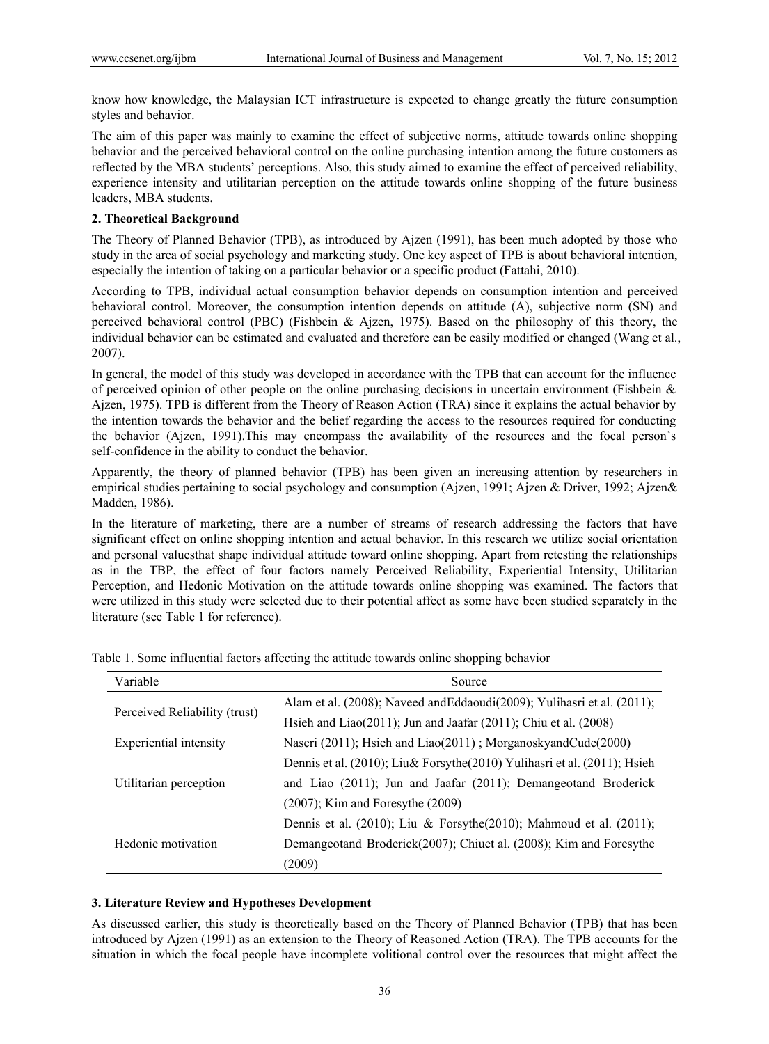know how knowledge, the Malaysian ICT infrastructure is expected to change greatly the future consumption styles and behavior.

The aim of this paper was mainly to examine the effect of subjective norms, attitude towards online shopping behavior and the perceived behavioral control on the online purchasing intention among the future customers as reflected by the MBA students' perceptions. Also, this study aimed to examine the effect of perceived reliability, experience intensity and utilitarian perception on the attitude towards online shopping of the future business leaders, MBA students.

## 2. Theoretical Background

The Theory of Planned Behavior (TPB), as introduced by Ajzen (1991), has been much adopted by those who study in the area of social psychology and marketing study. One key aspect of TPB is about behavioral intention, especially the intention of taking on a particular behavior or a specific product (Fattahi, 2010).

According to TPB, individual actual consumption behavior depends on consumption intention and perceived behavioral control. Moreover, the consumption intention depends on attitude (A), subjective norm (SN) and perceived behavioral control (PBC) (Fishbein & Ajzen, 1975). Based on the philosophy of this theory, the individual behavior can be estimated and evaluated and therefore can be easily modified or changed (Wang et al., 2007).

In general, the model of this study was developed in accordance with the TPB that can account for the influence of perceived opinion of other people on the online purchasing decisions in uncertain environment (Fishbein & Ajzen, 1975). TPB is different from the Theory of Reason Action (TRA) since it explains the actual behavior by the intention towards the behavior and the belief regarding the access to the resources required for conducting the behavior (Ajzen, 1991).This may encompass the availability of the resources and the focal person's self-confidence in the ability to conduct the behavior.

Apparently, the theory of planned behavior (TPB) has been given an increasing attention by researchers in empirical studies pertaining to social psychology and consumption (Ajzen, 1991; Ajzen & Driver, 1992; Ajzen& Madden, 1986).

In the literature of marketing, there are a number of streams of research addressing the factors that have significant effect on online shopping intention and actual behavior. In this research we utilize social orientation and personal valuesthat shape individual attitude toward online shopping. Apart from retesting the relationships as in the TBP, the effect of four factors namely Perceived Reliability, Experiential Intensity, Utilitarian Perception, and Hedonic Motivation on the attitude towards online shopping was examined. The factors that were utilized in this study were selected due to their potential affect as some have been studied separately in the literature (see Table 1 for reference).

Table 1. Some influential factors affecting the attitude towards online shopping behavior

| Variable | Source |
|---|---|
| Perceived Reliability (trust) | Alam et al. (2008); Naveed andEddaoudi(2009); Yulihasri et al. (2011); Hsieh and Liao(2011); Jun and Jaafar (2011); Chiu et al. (2008) |
| Experiential intensity | Naseri (2011); Hsieh and Liao(2011) ; MorganoskyandCude(2000) |
| Utilitarian perception | Dennis et al. (2010); Liu& Forsythe(2010) Yulihasri et al. (2011); Hsieh and Liao (2011); Jun and Jaafar (2011); Demangeotand Broderick (2007); Kim and Foresythe (2009) |
| Hedonic motivation | Dennis et al. (2010); Liu & Forsythe(2010); Mahmoud et al. (2011); Demangeotand Broderick(2007); Chiuet al. (2008); Kim and Foresythe (2009) |

## 3. Literature Review and Hypotheses Development

As discussed earlier, this study is theoretically based on the Theory of Planned Behavior (TPB) that has been introduced by Ajzen (1991) as an extension to the Theory of Reasoned Action (TRA). The TPB accounts for the situation in which the focal people have incomplete volitional control over the resources that might affect the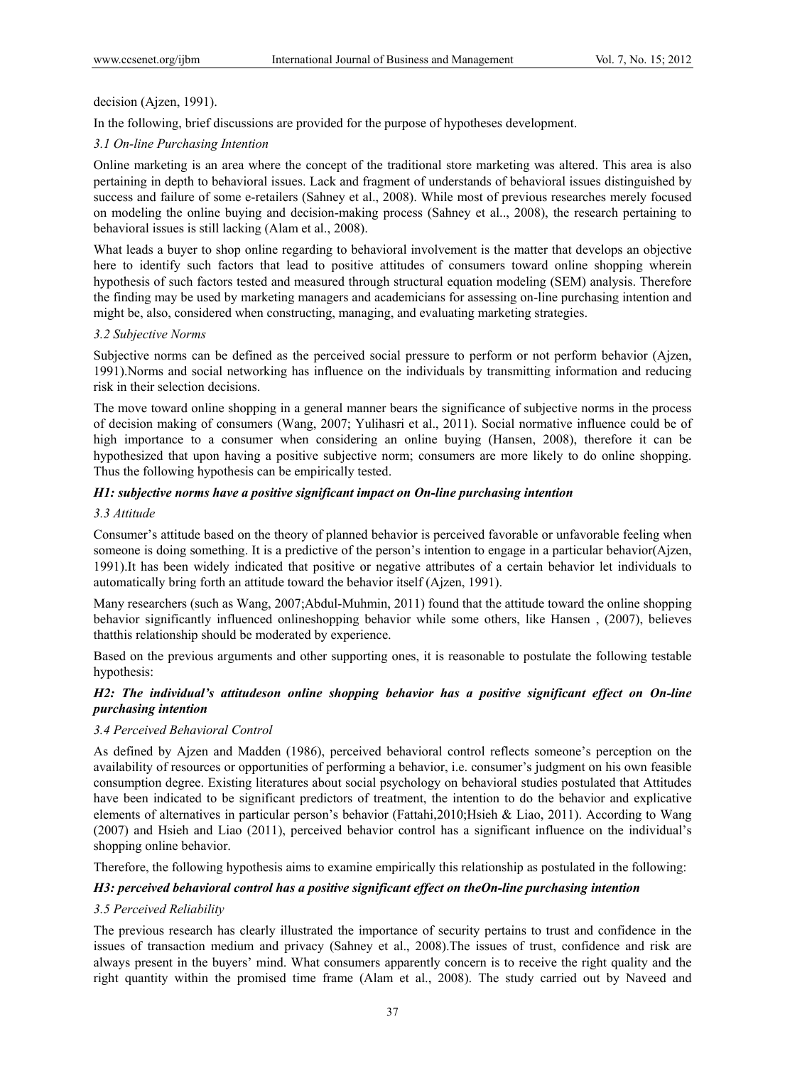decision (Ajzen, 1991).

In the following, brief discussions are provided for the purpose of hypotheses development.

### *3.1 On-line Purchasing Intention*

Online marketing is an area where the concept of the traditional store marketing was altered. This area is also pertaining in depth to behavioral issues. Lack and fragment of understands of behavioral issues distinguished by success and failure of some e-retailers (Sahney et al., 2008). While most of previous researches merely focused on modeling the online buying and decision-making process (Sahney et al.., 2008), the research pertaining to behavioral issues is still lacking (Alam et al., 2008).

What leads a buyer to shop online regarding to behavioral involvement is the matter that develops an objective here to identify such factors that lead to positive attitudes of consumers toward online shopping wherein hypothesis of such factors tested and measured through structural equation modeling (SEM) analysis. Therefore the finding may be used by marketing managers and academicians for assessing on-line purchasing intention and might be, also, considered when constructing, managing, and evaluating marketing strategies.

### *3.2 Subjective Norms*

Subjective norms can be defined as the perceived social pressure to perform or not perform behavior (Ajzen, 1991).Norms and social networking has influence on the individuals by transmitting information and reducing risk in their selection decisions.

The move toward online shopping in a general manner bears the significance of subjective norms in the process of decision making of consumers (Wang, 2007; Yulihasri et al., 2011). Social normative influence could be of high importance to a consumer when considering an online buying (Hansen, 2008), therefore it can be hypothesized that upon having a positive subjective norm; consumers are more likely to do online shopping. Thus the following hypothesis can be empirically tested.

***H1: subjective norms have a positive significant impact on On-line purchasing intention***

### *3.3 Attitude*

Consumer's attitude based on the theory of planned behavior is perceived favorable or unfavorable feeling when someone is doing something. It is a predictive of the person's intention to engage in a particular behavior(Ajzen, 1991).It has been widely indicated that positive or negative attributes of a certain behavior let individuals to automatically bring forth an attitude toward the behavior itself (Ajzen, 1991).

Many researchers (such as Wang, 2007;Abdul-Muhmin, 2011) found that the attitude toward the online shopping behavior significantly influenced onlineshopping behavior while some others, like Hansen , (2007), believes thatthis relationship should be moderated by experience.

Based on the previous arguments and other supporting ones, it is reasonable to postulate the following testable hypothesis:

***H2: The individual's attitudeson online shopping behavior has a positive significant effect on On-line purchasing intention***

### *3.4 Perceived Behavioral Control*

As defined by Ajzen and Madden (1986), perceived behavioral control reflects someone's perception on the availability of resources or opportunities of performing a behavior, i.e. consumer's judgment on his own feasible consumption degree. Existing literatures about social psychology on behavioral studies postulated that Attitudes have been indicated to be significant predictors of treatment, the intention to do the behavior and explicative elements of alternatives in particular person's behavior (Fattahi,2010;Hsieh & Liao, 2011). According to Wang (2007) and Hsieh and Liao (2011), perceived behavior control has a significant influence on the individual's shopping online behavior.

Therefore, the following hypothesis aims to examine empirically this relationship as postulated in the following:

***H3: perceived behavioral control has a positive significant effect on theOn-line purchasing intention***

### *3.5 Perceived Reliability*

The previous research has clearly illustrated the importance of security pertains to trust and confidence in the issues of transaction medium and privacy (Sahney et al., 2008).The issues of trust, confidence and risk are always present in the buyers' mind. What consumers apparently concern is to receive the right quality and the right quantity within the promised time frame (Alam et al., 2008). The study carried out by Naveed and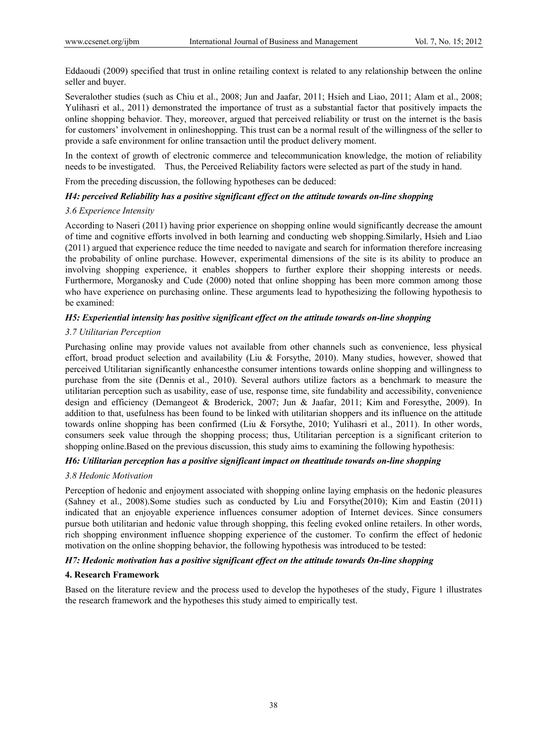Eddaoudi (2009) specified that trust in online retailing context is related to any relationship between the online seller and buyer.

Severalother studies (such as Chiu et al., 2008; Jun and Jaafar, 2011; Hsieh and Liao, 2011; Alam et al., 2008; Yulihasri et al., 2011) demonstrated the importance of trust as a substantial factor that positively impacts the online shopping behavior. They, moreover, argued that perceived reliability or trust on the internet is the basis for customers' involvement in onlineshopping. This trust can be a normal result of the willingness of the seller to provide a safe environment for online transaction until the product delivery moment.

In the context of growth of electronic commerce and telecommunication knowledge, the motion of reliability needs to be investigated. Thus, the Perceived Reliability factors were selected as part of the study in hand.

From the preceding discussion, the following hypotheses can be deduced:

***H4: perceived Reliability has a positive significant effect on the attitude towards on-line shopping***

### *3.6 Experience Intensity*

According to Naseri (2011) having prior experience on shopping online would significantly decrease the amount of time and cognitive efforts involved in both learning and conducting web shopping.Similarly, Hsieh and Liao (2011) argued that experience reduce the time needed to navigate and search for information therefore increasing the probability of online purchase. However, experimental dimensions of the site is its ability to produce an involving shopping experience, it enables shoppers to further explore their shopping interests or needs. Furthermore, Morganosky and Cude (2000) noted that online shopping has been more common among those who have experience on purchasing online. These arguments lead to hypothesizing the following hypothesis to be examined:

***H5: Experiential intensity has positive significant effect on the attitude towards on-line shopping***

### *3.7 Utilitarian Perception*

Purchasing online may provide values not available from other channels such as convenience, less physical effort, broad product selection and availability (Liu & Forsythe, 2010). Many studies, however, showed that perceived Utilitarian significantly enhancesthe consumer intentions towards online shopping and willingness to purchase from the site (Dennis et al., 2010). Several authors utilize factors as a benchmark to measure the utilitarian perception such as usability, ease of use, response time, site fundability and accessibility, convenience design and efficiency (Demangeot & Broderick, 2007; Jun & Jaafar, 2011; Kim and Foresythe, 2009). In addition to that, usefulness has been found to be linked with utilitarian shoppers and its influence on the attitude towards online shopping has been confirmed (Liu & Forsythe, 2010; Yulihasri et al., 2011). In other words, consumers seek value through the shopping process; thus, Utilitarian perception is a significant criterion to shopping online.Based on the previous discussion, this study aims to examining the following hypothesis:

***H6: Utilitarian perception has a positive significant impact on theattitude towards on-line shopping***

### *3.8 Hedonic Motivation*

Perception of hedonic and enjoyment associated with shopping online laying emphasis on the hedonic pleasures (Sahney et al., 2008).Some studies such as conducted by Liu and Forsythe(2010); Kim and Eastin (2011) indicated that an enjoyable experience influences consumer adoption of Internet devices. Since consumers pursue both utilitarian and hedonic value through shopping, this feeling evoked online retailers. In other words, rich shopping environment influence shopping experience of the customer. To confirm the effect of hedonic motivation on the online shopping behavior, the following hypothesis was introduced to be tested:

***H7: Hedonic motivation has a positive significant effect on the attitude towards On-line shopping***

## 4. Research Framework

Based on the literature review and the process used to develop the hypotheses of the study, Figure 1 illustrates the research framework and the hypotheses this study aimed to empirically test.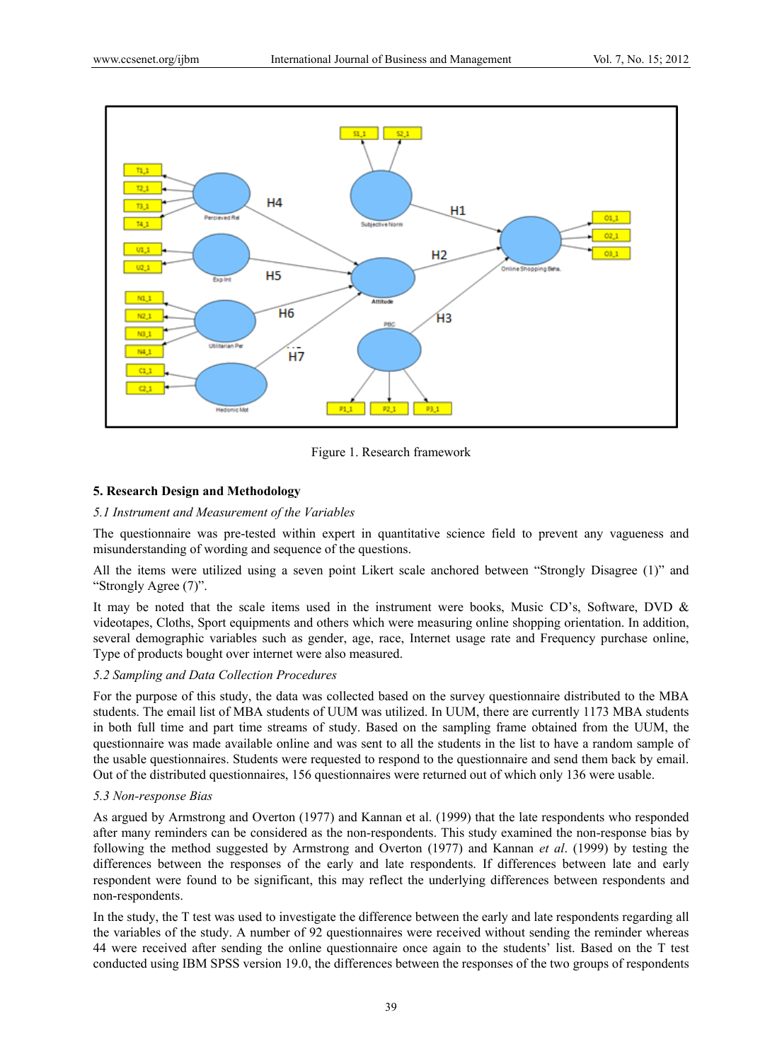Figure 1. Research framework

## 5. Research Design and Methodology

### *5.1 Instrument and Measurement of the Variables*

The questionnaire was pre-tested within expert in quantitative science field to prevent any vagueness and misunderstanding of wording and sequence of the questions.

All the items were utilized using a seven point Likert scale anchored between "Strongly Disagree (1)" and "Strongly Agree (7)".

It may be noted that the scale items used in the instrument were books, Music CD's, Software, DVD & videotapes, Cloths, Sport equipments and others which were measuring online shopping orientation. In addition, several demographic variables such as gender, age, race, Internet usage rate and Frequency purchase online, Type of products bought over internet were also measured.

### *5.2 Sampling and Data Collection Procedures*

For the purpose of this study, the data was collected based on the survey questionnaire distributed to the MBA students. The email list of MBA students of UUM was utilized. In UUM, there are currently 1173 MBA students in both full time and part time streams of study. Based on the sampling frame obtained from the UUM, the questionnaire was made available online and was sent to all the students in the list to have a random sample of the usable questionnaires. Students were requested to respond to the questionnaire and send them back by email. Out of the distributed questionnaires, 156 questionnaires were returned out of which only 136 were usable.

### *5.3 Non-response Bias*

As argued by Armstrong and Overton (1977) and Kannan et al. (1999) that the late respondents who responded after many reminders can be considered as the non-respondents. This study examined the non-response bias by following the method suggested by Armstrong and Overton (1977) and Kannan *et al*. (1999) by testing the differences between the responses of the early and late respondents. If differences between late and early respondent were found to be significant, this may reflect the underlying differences between respondents and non-respondents.

In the study, the T test was used to investigate the difference between the early and late respondents regarding all the variables of the study. A number of 92 questionnaires were received without sending the reminder whereas 44 were received after sending the online questionnaire once again to the students' list. Based on the T test conducted using IBM SPSS version 19.0, the differences between the responses of the two groups of respondents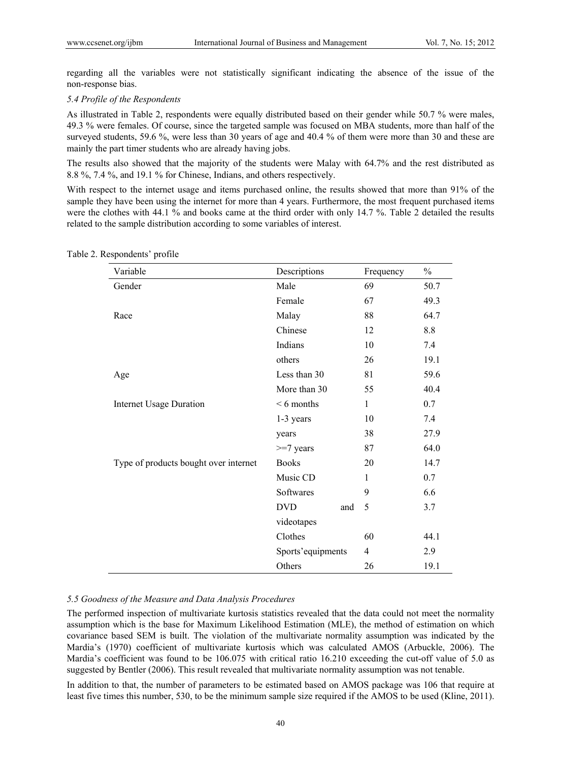regarding all the variables were not statistically significant indicating the absence of the issue of the non-response bias.

### *5.4 Profile of the Respondents*

As illustrated in Table 2, respondents were equally distributed based on their gender while 50.7 % were males, 49.3 % were females. Of course, since the targeted sample was focused on MBA students, more than half of the surveyed students, 59.6 %, were less than 30 years of age and 40.4 % of them were more than 30 and these are mainly the part timer students who are already having jobs.

The results also showed that the majority of the students were Malay with 64.7% and the rest distributed as 8.8 %, 7.4 %, and 19.1 % for Chinese, Indians, and others respectively.

With respect to the internet usage and items purchased online, the results showed that more than 91% of the sample they have been using the internet for more than 4 years. Furthermore, the most frequent purchased items were the clothes with 44.1 % and books came at the third order with only 14.7 %. Table 2 detailed the results related to the sample distribution according to some variables of interest.

Table 2. Respondents' profile

| Variable | Descriptions | Frequency | % |
|---|---|---|---|
| Gender | Male | 69 | 50.7 |
| | Female | 67 | 49.3 |
| Race | Malay | 88 | 64.7 |
| | Chinese | 12 | 8.8 |
| | Indians | 10 | 7.4 |
| | others | 26 | 19.1 |
| Age | Less than 30 | 81 | 59.6 |
| | More than 30 | 55 | 40.4 |
| Internet Usage Duration | < 6 months | 1 | 0.7 |
| | 1-3 years | 10 | 7.4 |
| | years | 38 | 27.9 |
| | >=7 years | 87 | 64.0 |
| Type of products bought over internet | Books | 20 | 14.7 |
| | Music CD | 1 | 0.7 |
| | Softwares | 9 | 6.6 |
| | DVD and videotapes | 5 | 3.7 |
| | Clothes | 60 | 44.1 |
| | Sports'equipments | 4 | 2.9 |
| | Others | 26 | 19.1 |

### *5.5 Goodness of the Measure and Data Analysis Procedures*

The performed inspection of multivariate kurtosis statistics revealed that the data could not meet the normality assumption which is the base for Maximum Likelihood Estimation (MLE), the method of estimation on which covariance based SEM is built. The violation of the multivariate normality assumption was indicated by the Mardia's (1970) coefficient of multivariate kurtosis which was calculated AMOS (Arbuckle, 2006). The Mardia's coefficient was found to be 106.075 with critical ratio 16.210 exceeding the cut-off value of 5.0 as suggested by Bentler (2006). This result revealed that multivariate normality assumption was not tenable.

In addition to that, the number of parameters to be estimated based on AMOS package was 106 that require at least five times this number, 530, to be the minimum sample size required if the AMOS to be used (Kline, 2011).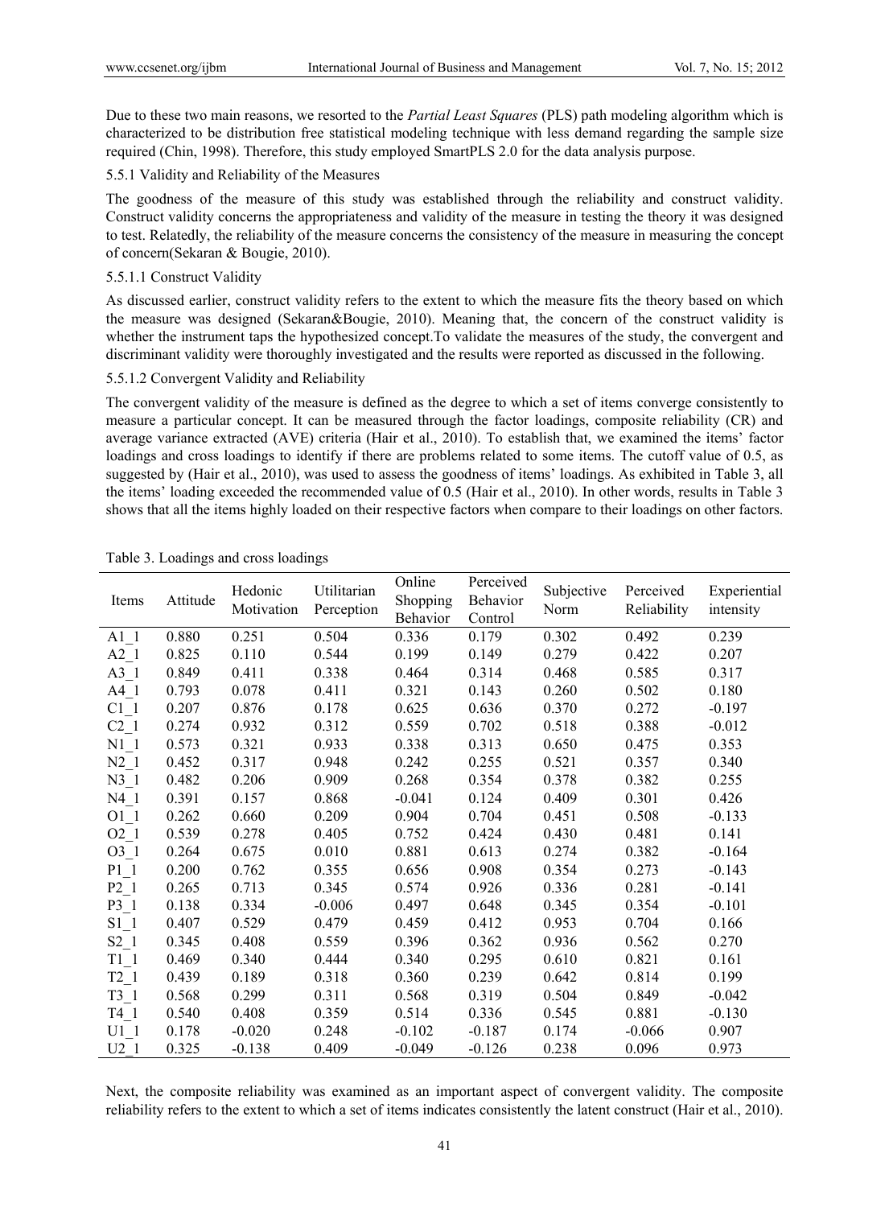Due to these two main reasons, we resorted to the *Partial Least Squares* (PLS) path modeling algorithm which is characterized to be distribution free statistical modeling technique with less demand regarding the sample size required (Chin, 1998). Therefore, this study employed SmartPLS 2.0 for the data analysis purpose.

#### 5.5.1 Validity and Reliability of the Measures

The goodness of the measure of this study was established through the reliability and construct validity. Construct validity concerns the appropriateness and validity of the measure in testing the theory it was designed to test. Relatedly, the reliability of the measure concerns the consistency of the measure in measuring the concept of concern(Sekaran & Bougie, 2010).

##### 5.5.1.1 Construct Validity

As discussed earlier, construct validity refers to the extent to which the measure fits the theory based on which the measure was designed (Sekaran&Bougie, 2010). Meaning that, the concern of the construct validity is whether the instrument taps the hypothesized concept.To validate the measures of the study, the convergent and discriminant validity were thoroughly investigated and the results were reported as discussed in the following.

##### 5.5.1.2 Convergent Validity and Reliability

The convergent validity of the measure is defined as the degree to which a set of items converge consistently to measure a particular concept. It can be measured through the factor loadings, composite reliability (CR) and average variance extracted (AVE) criteria (Hair et al., 2010). To establish that, we examined the items' factor loadings and cross loadings to identify if there are problems related to some items. The cutoff value of 0.5, as suggested by (Hair et al., 2010), was used to assess the goodness of items' loadings. As exhibited in Table 3, all the items' loading exceeded the recommended value of 0.5 (Hair et al., 2010). In other words, results in Table 3 shows that all the items highly loaded on their respective factors when compare to their loadings on other factors.

Table 3. Loadings and cross loadings

| Items | Attitude | Hedonic Motivation | Utilitarian Perception | Online Shopping Behavior | Perceived Behavior Control | Subjective Norm | Perceived Reliability | Experiential intensity |
|---|---|---|---|---|---|---|---|---|
| A1_1 | 0.880 | 0.251 | 0.504 | 0.336 | 0.179 | 0.302 | 0.492 | 0.239 |
| A2_1 | 0.825 | 0.110 | 0.544 | 0.199 | 0.149 | 0.279 | 0.422 | 0.207 |
| A3_1 | 0.849 | 0.411 | 0.338 | 0.464 | 0.314 | 0.468 | 0.585 | 0.317 |
| A4_1 | 0.793 | 0.078 | 0.411 | 0.321 | 0.143 | 0.260 | 0.502 | 0.180 |
| C1_1 | 0.207 | 0.876 | 0.178 | 0.625 | 0.636 | 0.370 | 0.272 | -0.197 |
| C2_1 | 0.274 | 0.932 | 0.312 | 0.559 | 0.702 | 0.518 | 0.388 | -0.012 |
| N1_1 | 0.573 | 0.321 | 0.933 | 0.338 | 0.313 | 0.650 | 0.475 | 0.353 |
| N2_1 | 0.452 | 0.317 | 0.948 | 0.242 | 0.255 | 0.521 | 0.357 | 0.340 |
| N3_1 | 0.482 | 0.206 | 0.909 | 0.268 | 0.354 | 0.378 | 0.382 | 0.255 |
| N4_1 | 0.391 | 0.157 | 0.868 | -0.041 | 0.124 | 0.409 | 0.301 | 0.426 |
| O1_1 | 0.262 | 0.660 | 0.209 | 0.904 | 0.704 | 0.451 | 0.508 | -0.133 |
| O2_1 | 0.539 | 0.278 | 0.405 | 0.752 | 0.424 | 0.430 | 0.481 | 0.141 |
| O3_1 | 0.264 | 0.675 | 0.010 | 0.881 | 0.613 | 0.274 | 0.382 | -0.164 |
| P1_1 | 0.200 | 0.762 | 0.355 | 0.656 | 0.908 | 0.354 | 0.273 | -0.143 |
| P2_1 | 0.265 | 0.713 | 0.345 | 0.574 | 0.926 | 0.336 | 0.281 | -0.141 |
| P3_1 | 0.138 | 0.334 | -0.006 | 0.497 | 0.648 | 0.345 | 0.354 | -0.101 |
| S1_1 | 0.407 | 0.529 | 0.479 | 0.459 | 0.412 | 0.953 | 0.704 | 0.166 |
| S2_1 | 0.345 | 0.408 | 0.559 | 0.396 | 0.362 | 0.936 | 0.562 | 0.270 |
| T1_1 | 0.469 | 0.340 | 0.444 | 0.340 | 0.295 | 0.610 | 0.821 | 0.161 |
| T2_1 | 0.439 | 0.189 | 0.318 | 0.360 | 0.239 | 0.642 | 0.814 | 0.199 |
| T3_1 | 0.568 | 0.299 | 0.311 | 0.568 | 0.319 | 0.504 | 0.849 | -0.042 |
| T4_1 | 0.540 | 0.408 | 0.359 | 0.514 | 0.336 | 0.545 | 0.881 | -0.130 |
| U1_1 | 0.178 | -0.020 | 0.248 | -0.102 | -0.187 | 0.174 | -0.066 | 0.907 |
| U2_1 | 0.325 | -0.138 | 0.409 | -0.049 | -0.126 | 0.238 | 0.096 | 0.973 |

Next, the composite reliability was examined as an important aspect of convergent validity. The composite reliability refers to the extent to which a set of items indicates consistently the latent construct (Hair et al., 2010).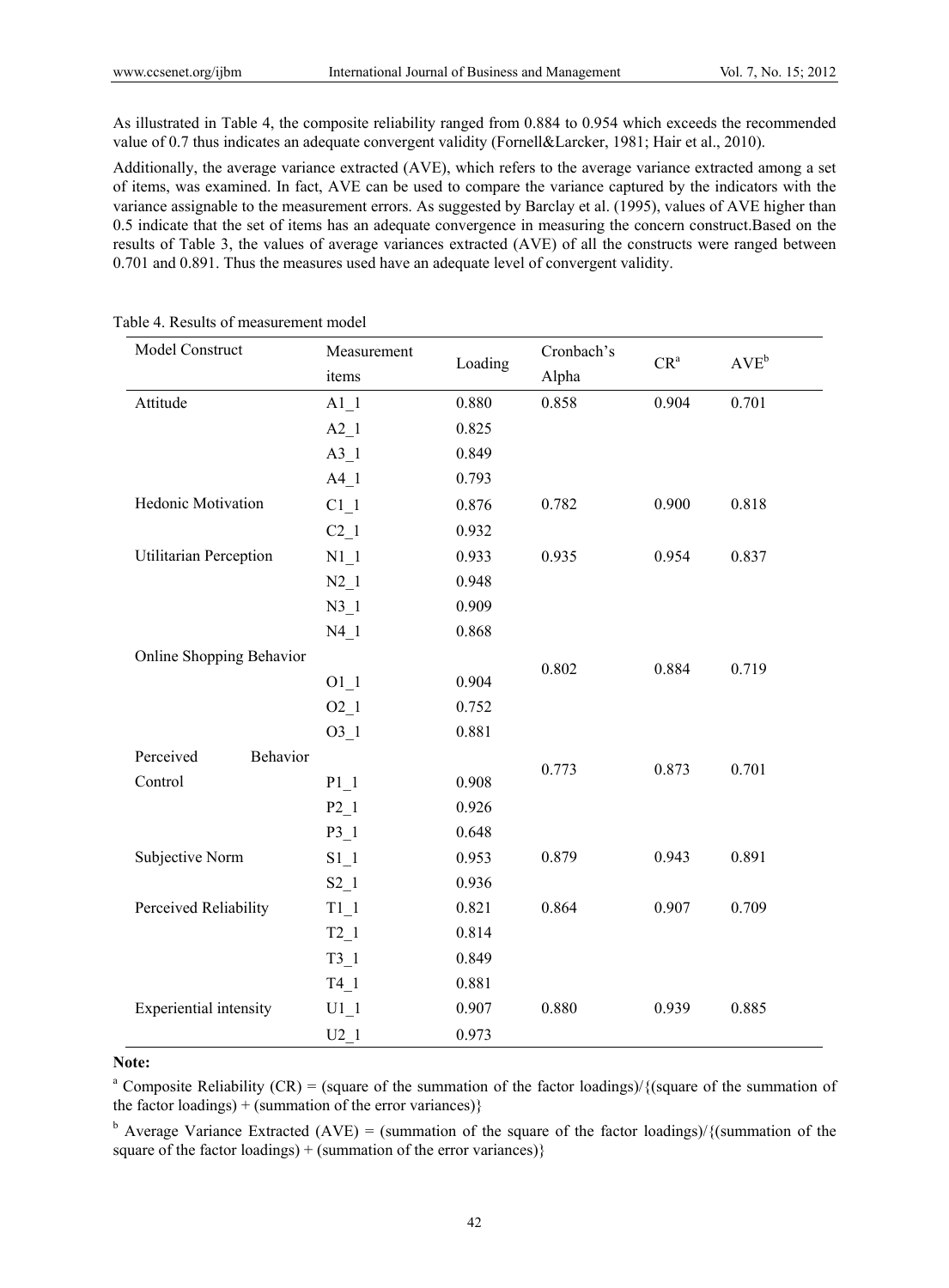As illustrated in Table 4, the composite reliability ranged from 0.884 to 0.954 which exceeds the recommended value of 0.7 thus indicates an adequate convergent validity (Fornell&Larcker, 1981; Hair et al., 2010).

Additionally, the average variance extracted (AVE), which refers to the average variance extracted among a set of items, was examined. In fact, AVE can be used to compare the variance captured by the indicators with the variance assignable to the measurement errors. As suggested by Barclay et al. (1995), values of AVE higher than 0.5 indicate that the set of items has an adequate convergence in measuring the concern construct.Based on the results of Table 3, the values of average variances extracted (AVE) of all the constructs were ranged between 0.701 and 0.891. Thus the measures used have an adequate level of convergent validity.

Table 4. Results of measurement model

| Model Construct | Measurement items | Loading | Cronbach's Alpha | CR[a] | AVE[b] |
|---|---|---|---|---|---|
| Attitude | A1_1 | 0.880 | 0.858 | 0.904 | 0.701 |
| | A2_1 | 0.825 | | | |
| | A3_1 | 0.849 | | | |
| | A4_1 | 0.793 | | | |
| Hedonic Motivation | C1_1 | 0.876 | 0.782 | 0.900 | 0.818 |
| | C2_1 | 0.932 | | | |
| Utilitarian Perception | N1_1 | 0.933 | 0.935 | 0.954 | 0.837 |
| | N2_1 | 0.948 | | | |
| | N3_1 | 0.909 | | | |
| | N4_1 | 0.868 | | | |
| Online Shopping Behavior | | | 0.802 | 0.884 | 0.719 |
| | O1_1 | 0.904 | | | |
| | O2_1 | 0.752 | | | |
| | O3_1 | 0.881 | | | |
| Perceived Behavior Control | | | 0.773 | 0.873 | 0.701 |
| | P1_1 | 0.908 | | | |
| | P2_1 | 0.926 | | | |
| | P3_1 | 0.648 | | | |
| Subjective Norm | S1_1 | 0.953 | 0.879 | 0.943 | 0.891 |
| | S2_1 | 0.936 | | | |
| Perceived Reliability | T1_1 | 0.821 | 0.864 | 0.907 | 0.709 |
| | T2_1 | 0.814 | | | |
| | T3_1 | 0.849 | | | |
| | T4_1 | 0.881 | | | |
| Experiential intensity | U1_1 | 0.907 | 0.880 | 0.939 | 0.885 |
| | U2_1 | 0.973 | | | |

**Note:**

[a] Composite Reliability (CR) = (square of the summation of the factor loadings)/{(square of the summation of the factor loadings) + (summation of the error variances)}

[b] Average Variance Extracted (AVE) = (summation of the square of the factor loadings)/{(summation of the square of the factor loadings) + (summation of the error variances)}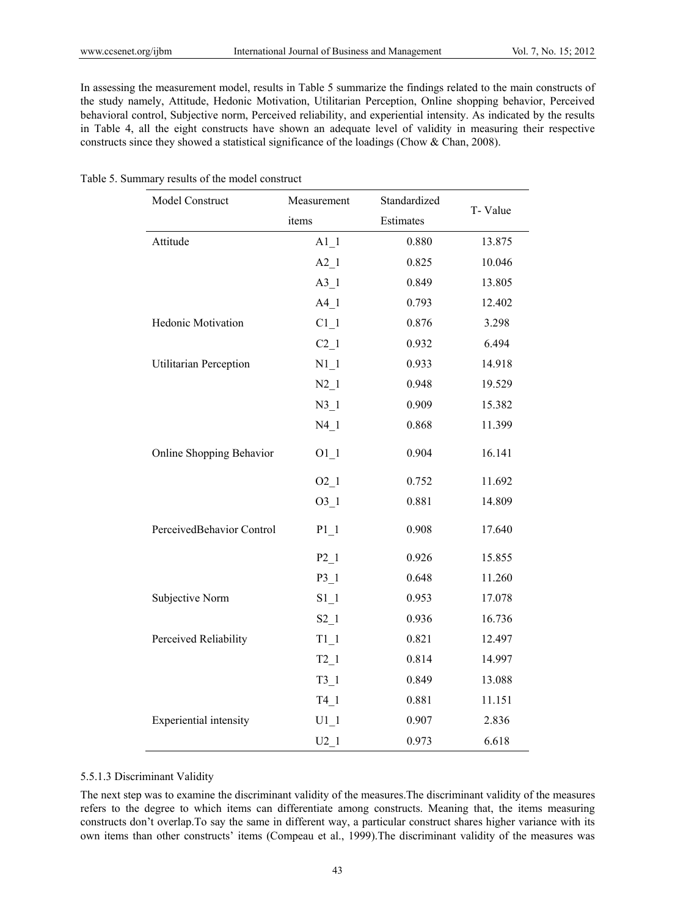In assessing the measurement model, results in Table 5 summarize the findings related to the main constructs of the study namely, Attitude, Hedonic Motivation, Utilitarian Perception, Online shopping behavior, Perceived behavioral control, Subjective norm, Perceived reliability, and experiential intensity. As indicated by the results in Table 4, all the eight constructs have shown an adequate level of validity in measuring their respective constructs since they showed a statistical significance of the loadings (Chow & Chan, 2008).

Table 5. Summary results of the model construct

| Model Construct | Measurement items | Standardized Estimates | T- Value |
|---|---|---|---|
| Attitude | A1_1 | 0.880 | 13.875 |
| | A2_1 | 0.825 | 10.046 |
| | A3_1 | 0.849 | 13.805 |
| | A4_1 | 0.793 | 12.402 |
| Hedonic Motivation | C1_1 | 0.876 | 3.298 |
| | C2_1 | 0.932 | 6.494 |
| Utilitarian Perception | N1_1 | 0.933 | 14.918 |
| | N2_1 | 0.948 | 19.529 |
| | N3_1 | 0.909 | 15.382 |
| | N4_1 | 0.868 | 11.399 |
| Online Shopping Behavior | O1_1 | 0.904 | 16.141 |
| | O2_1 | 0.752 | 11.692 |
| | O3_1 | 0.881 | 14.809 |
| PerceivedBehavior Control | P1_1 | 0.908 | 17.640 |
| | P2_1 | 0.926 | 15.855 |
| | P3_1 | 0.648 | 11.260 |
| Subjective Norm | S1_1 | 0.953 | 17.078 |
| | S2_1 | 0.936 | 16.736 |
| Perceived Reliability | T1_1 | 0.821 | 12.497 |
| | T2_1 | 0.814 | 14.997 |
| | T3_1 | 0.849 | 13.088 |
| | T4_1 | 0.881 | 11.151 |
| Experiential intensity | U1_1 | 0.907 | 2.836 |
| | U2_1 | 0.973 | 6.618 |

#### 5.5.1.3 Discriminant Validity

The next step was to examine the discriminant validity of the measures.The discriminant validity of the measures refers to the degree to which items can differentiate among constructs. Meaning that, the items measuring constructs don't overlap.To say the same in different way, a particular construct shares higher variance with its own items than other constructs' items (Compeau et al., 1999).The discriminant validity of the measures was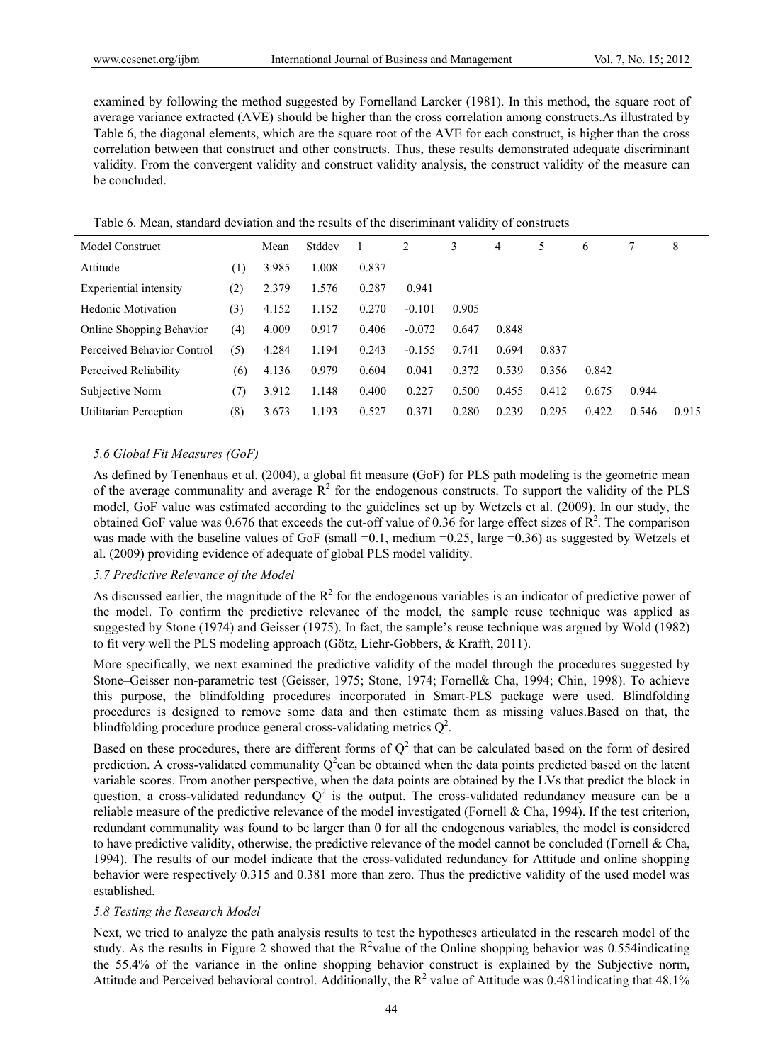examined by following the method suggested by Fornelland Larcker (1981). In this method, the square root of average variance extracted (AVE) should be higher than the cross correlation among constructs.As illustrated by Table 6, the diagonal elements, which are the square root of the AVE for each construct, is higher than the cross correlation between that construct and other constructs. Thus, these results demonstrated adequate discriminant validity. From the convergent validity and construct validity analysis, the construct validity of the measure can be concluded.

Table 6. Mean, standard deviation and the results of the discriminant validity of constructs

| Model Construct | | Mean | Stddev | 1 | 2 | 3 | 4 | 5 | 6 | 7 | 8 |
|---|---|---|---|---|---|---|---|---|---|---|---|
| Attitude | (1) | 3.985 | 1.008 | 0.837 | | | | | | | |
| Experiential intensity | (2) | 2.379 | 1.576 | 0.287 | 0.941 | | | | | | |
| Hedonic Motivation | (3) | 4.152 | 1.152 | 0.270 | -0.101 | 0.905 | | | | | |
| Online Shopping Behavior | (4) | 4.009 | 0.917 | 0.406 | -0.072 | 0.647 | 0.848 | | | | |
| Perceived Behavior Control | (5) | 4.284 | 1.194 | 0.243 | -0.155 | 0.741 | 0.694 | 0.837 | | | |
| Perceived Reliability | (6) | 4.136 | 0.979 | 0.604 | 0.041 | 0.372 | 0.539 | 0.356 | 0.842 | | |
| Subjective Norm | (7) | 3.912 | 1.148 | 0.400 | 0.227 | 0.500 | 0.455 | 0.412 | 0.675 | 0.944 | |
| Utilitarian Perception | (8) | 3.673 | 1.193 | 0.527 | 0.371 | 0.280 | 0.239 | 0.295 | 0.422 | 0.546 | 0.915 |

### *5.6 Global Fit Measures (GoF)*

As defined by Tenenhaus et al. (2004), a global fit measure (GoF) for PLS path modeling is the geometric mean of the average communality and average $R^2$ for the endogenous constructs. To support the validity of the PLS model, GoF value was estimated according to the guidelines set up by Wetzels et al. (2009). In our study, the obtained GoF value was 0.676 that exceeds the cut-off value of 0.36 for large effect sizes of $R^2$. The comparison was made with the baseline values of GoF (small =0.1, medium =0.25, large =0.36) as suggested by Wetzels et al. (2009) providing evidence of adequate of global PLS model validity.

### *5.7 Predictive Relevance of the Model*

As discussed earlier, the magnitude of the $R^2$ for the endogenous variables is an indicator of predictive power of the model. To confirm the predictive relevance of the model, the sample reuse technique was applied as suggested by Stone (1974) and Geisser (1975). In fact, the sample's reuse technique was argued by Wold (1982) to fit very well the PLS modeling approach (Götz, Liehr-Gobbers, & Krafft, 2011).

More specifically, we next examined the predictive validity of the model through the procedures suggested by Stone–Geisser non-parametric test (Geisser, 1975; Stone, 1974; Fornell& Cha, 1994; Chin, 1998). To achieve this purpose, the blindfolding procedures incorporated in Smart-PLS package were used. Blindfolding procedures is designed to remove some data and then estimate them as missing values.Based on that, the blindfolding procedure produce general cross-validating metrics $Q^2$.

Based on these procedures, there are different forms of $Q^2$ that can be calculated based on the form of desired prediction. A cross-validated communality $Q^2$can be obtained when the data points predicted based on the latent variable scores. From another perspective, when the data points are obtained by the LVs that predict the block in question, a cross-validated redundancy $Q^2$ is the output. The cross-validated redundancy measure can be a reliable measure of the predictive relevance of the model investigated (Fornell & Cha, 1994). If the test criterion, redundant communality was found to be larger than 0 for all the endogenous variables, the model is considered to have predictive validity, otherwise, the predictive relevance of the model cannot be concluded (Fornell & Cha, 1994). The results of our model indicate that the cross-validated redundancy for Attitude and online shopping behavior were respectively 0.315 and 0.381 more than zero. Thus the predictive validity of the used model was established.

### *5.8 Testing the Research Model*

Next, we tried to analyze the path analysis results to test the hypotheses articulated in the research model of the study. As the results in Figure 2 showed that the $R^2$value of the Online shopping behavior was 0.554indicating the 55.4% of the variance in the online shopping behavior construct is explained by the Subjective norm, Attitude and Perceived behavioral control. Additionally, the $R^2$ value of Attitude was 0.481indicating that 48.1%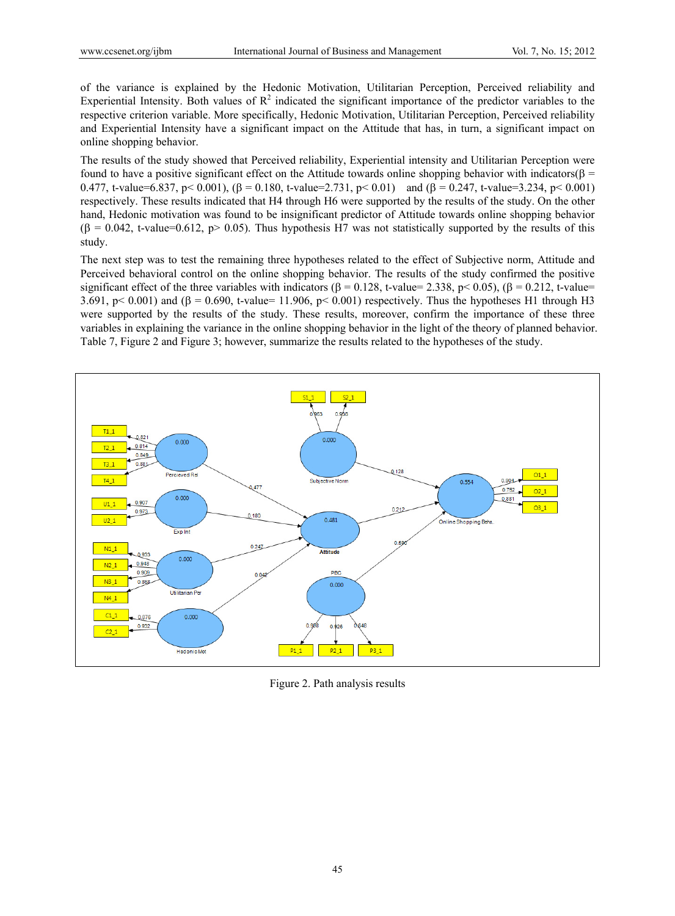of the variance is explained by the Hedonic Motivation, Utilitarian Perception, Perceived reliability and Experiential Intensity. Both values of $R^2$ indicated the significant importance of the predictor variables to the respective criterion variable. More specifically, Hedonic Motivation, Utilitarian Perception, Perceived reliability and Experiential Intensity have a significant impact on the Attitude that has, in turn, a significant impact on online shopping behavior.

The results of the study showed that Perceived reliability, Experiential intensity and Utilitarian Perception were found to have a positive significant effect on the Attitude towards online shopping behavior with indicators($\beta$ = 0.477, t-value=6.837, $p < 0.001$), ($\beta$ = 0.180, t-value=2.731, $p < 0.01$) and ($\beta$ = 0.247, t-value=3.234, $p < 0.001$) respectively. These results indicated that H4 through H6 were supported by the results of the study. On the other hand, Hedonic motivation was found to be insignificant predictor of Attitude towards online shopping behavior ($\beta$ = 0.042, t-value=0.612, $p > 0.05$). Thus hypothesis H7 was not statistically supported by the results of this study.

The next step was to test the remaining three hypotheses related to the effect of Subjective norm, Attitude and Perceived behavioral control on the online shopping behavior. The results of the study confirmed the positive significant effect of the three variables with indicators ($\beta$ = 0.128, t-value= 2.338, $p < 0.05$), ($\beta$ = 0.212, t-value= 3.691, $p < 0.001$) and ($\beta$ = 0.690, t-value= 11.906, $p < 0.001$) respectively. Thus the hypotheses H1 through H3 were supported by the results of the study. These results, moreover, confirm the importance of these three variables in explaining the variance in the online shopping behavior in the light of the theory of planned behavior. Table 7, Figure 2 and Figure 3; however, summarize the results related to the hypotheses of the study.

Figure 2. Path analysis results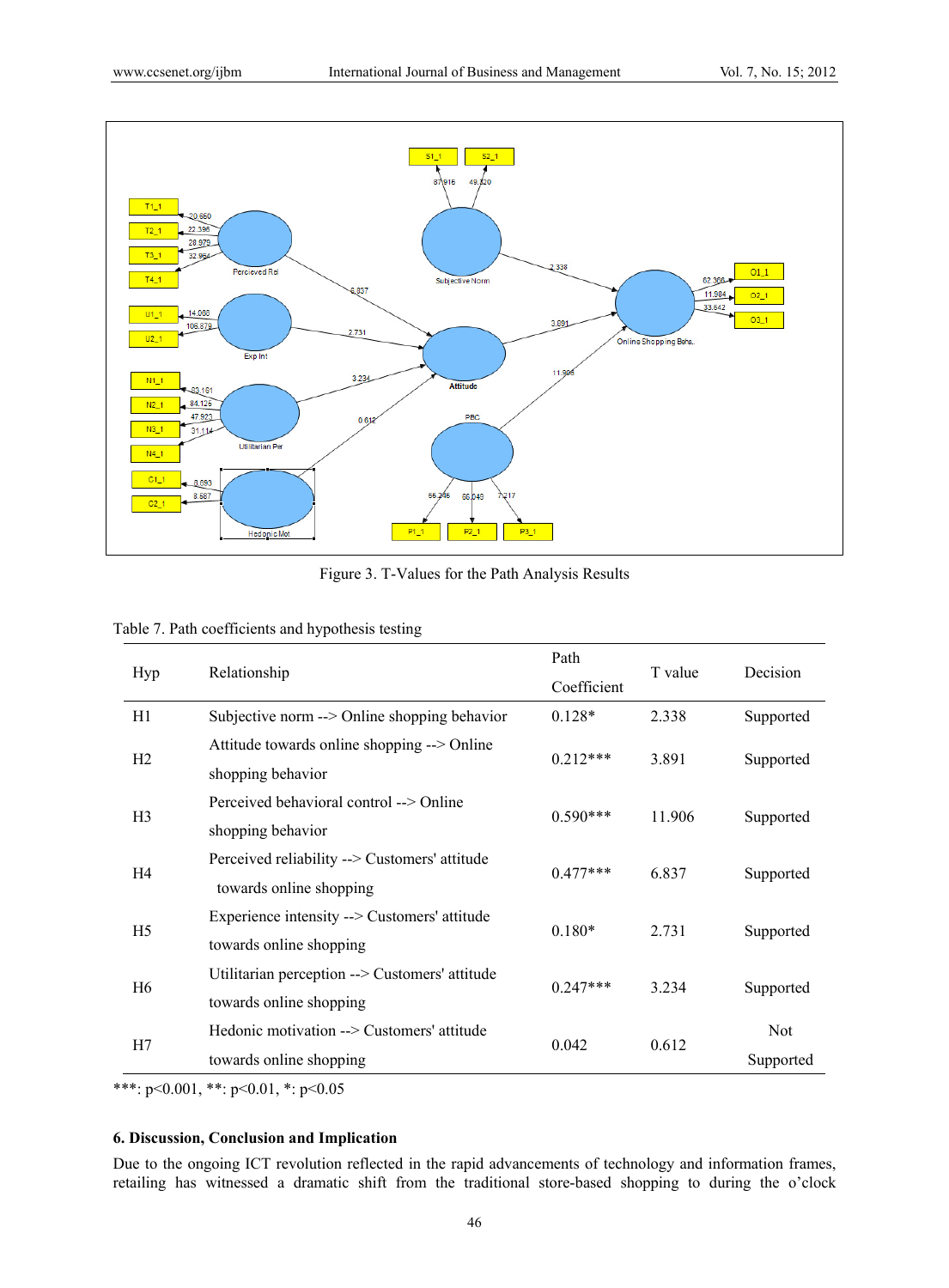Figure 3. T-Values for the Path Analysis Results

Table 7. Path coefficients and hypothesis testing

| Hyp | Relationship | Path Coefficient | T value | Decision |
|---|---|---|---|---|
| H1 | Subjective norm --> Online shopping behavior | 0.128* | 2.338 | Supported |
| H2 | Attitude towards online shopping --> Online shopping behavior | 0.212*** | 3.891 | Supported |
| H3 | Perceived behavioral control --> Online shopping behavior | 0.590*** | 11.906 | Supported |
| H4 | Perceived reliability --> Customers' attitude towards online shopping | 0.477*** | 6.837 | Supported |
| H5 | Experience intensity --> Customers' attitude towards online shopping | 0.180* | 2.731 | Supported |
| H6 | Utilitarian perception --> Customers' attitude towards online shopping | 0.247*** | 3.234 | Supported |
| H7 | Hedonic motivation --> Customers' attitude towards online shopping | 0.042 | 0.612 | Not Supported |

***: $p<0.001$, **: $p<0.01$, *: $p<0.05$

### 6. Discussion, Conclusion and Implication

Due to the ongoing ICT revolution reflected in the rapid advancements of technology and information frames, retailing has witnessed a dramatic shift from the traditional store-based shopping to during the o'clock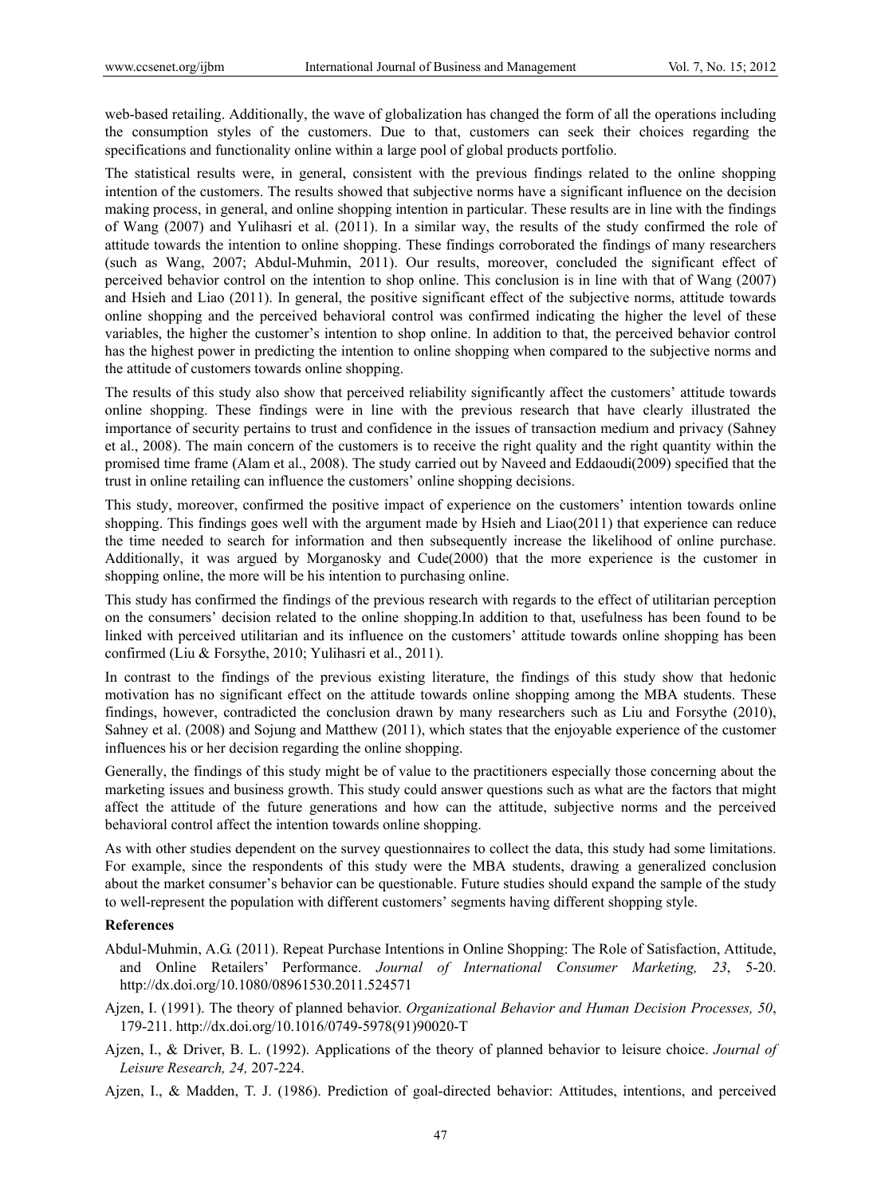web-based retailing. Additionally, the wave of globalization has changed the form of all the operations including the consumption styles of the customers. Due to that, customers can seek their choices regarding the specifications and functionality online within a large pool of global products portfolio.

The statistical results were, in general, consistent with the previous findings related to the online shopping intention of the customers. The results showed that subjective norms have a significant influence on the decision making process, in general, and online shopping intention in particular. These results are in line with the findings of Wang (2007) and Yulihasri et al. (2011). In a similar way, the results of the study confirmed the role of attitude towards the intention to online shopping. These findings corroborated the findings of many researchers (such as Wang, 2007; Abdul-Muhmin, 2011). Our results, moreover, concluded the significant effect of perceived behavior control on the intention to shop online. This conclusion is in line with that of Wang (2007) and Hsieh and Liao (2011). In general, the positive significant effect of the subjective norms, attitude towards online shopping and the perceived behavioral control was confirmed indicating the higher the level of these variables, the higher the customer's intention to shop online. In addition to that, the perceived behavior control has the highest power in predicting the intention to online shopping when compared to the subjective norms and the attitude of customers towards online shopping.

The results of this study also show that perceived reliability significantly affect the customers' attitude towards online shopping. These findings were in line with the previous research that have clearly illustrated the importance of security pertains to trust and confidence in the issues of transaction medium and privacy (Sahney et al., 2008). The main concern of the customers is to receive the right quality and the right quantity within the promised time frame (Alam et al., 2008). The study carried out by Naveed and Eddaoudi(2009) specified that the trust in online retailing can influence the customers' online shopping decisions.

This study, moreover, confirmed the positive impact of experience on the customers' intention towards online shopping. This findings goes well with the argument made by Hsieh and Liao(2011) that experience can reduce the time needed to search for information and then subsequently increase the likelihood of online purchase. Additionally, it was argued by Morganosky and Cude(2000) that the more experience is the customer in shopping online, the more will be his intention to purchasing online.

This study has confirmed the findings of the previous research with regards to the effect of utilitarian perception on the consumers' decision related to the online shopping.In addition to that, usefulness has been found to be linked with perceived utilitarian and its influence on the customers' attitude towards online shopping has been confirmed (Liu & Forsythe, 2010; Yulihasri et al., 2011).

In contrast to the findings of the previous existing literature, the findings of this study show that hedonic motivation has no significant effect on the attitude towards online shopping among the MBA students. These findings, however, contradicted the conclusion drawn by many researchers such as Liu and Forsythe (2010), Sahney et al. (2008) and Sojung and Matthew (2011), which states that the enjoyable experience of the customer influences his or her decision regarding the online shopping.

Generally, the findings of this study might be of value to the practitioners especially those concerning about the marketing issues and business growth. This study could answer questions such as what are the factors that might affect the attitude of the future generations and how can the attitude, subjective norms and the perceived behavioral control affect the intention towards online shopping.

As with other studies dependent on the survey questionnaires to collect the data, this study had some limitations. For example, since the respondents of this study were the MBA students, drawing a generalized conclusion about the market consumer's behavior can be questionable. Future studies should expand the sample of the study to well-represent the population with different customers' segments having different shopping style.

## References

Abdul-Muhmin, A.G. (2011). Repeat Purchase Intentions in Online Shopping: The Role of Satisfaction, Attitude, and Online Retailers' Performance. *Journal of International Consumer Marketing, 23*, 5-20. http://dx.doi.org/10.1080/08961530.2011.524571

Ajzen, I. (1991). The theory of planned behavior. *Organizational Behavior and Human Decision Processes, 50*, 179-211. http://dx.doi.org/10.1016/0749-5978(91)90020-T

Ajzen, I., & Driver, B. L. (1992). Applications of the theory of planned behavior to leisure choice. *Journal of Leisure Research, 24,* 207-224.

Ajzen, I., & Madden, T. J. (1986). Prediction of goal-directed behavior: Attitudes, intentions, and perceived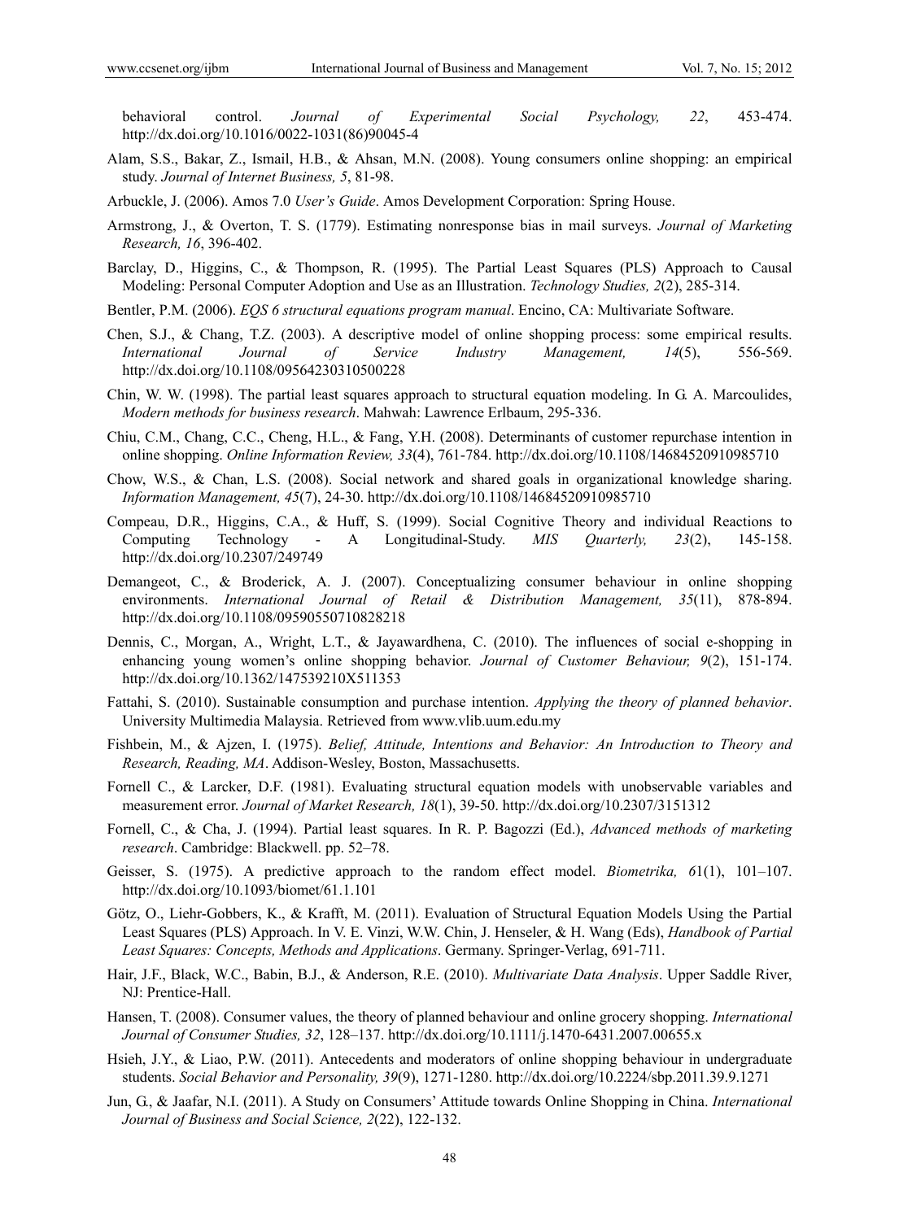behavioral control. *Journal of Experimental Social Psychology, 22*, 453-474. http://dx.doi.org/10.1016/0022-1031(86)90045-4

Alam, S.S., Bakar, Z., Ismail, H.B., & Ahsan, M.N. (2008). Young consumers online shopping: an empirical study. *Journal of Internet Business, 5*, 81-98.

Arbuckle, J. (2006). Amos 7.0 *User's Guide*. Amos Development Corporation: Spring House.

Armstrong, J., & Overton, T. S. (1779). Estimating nonresponse bias in mail surveys. *Journal of Marketing Research, 16*, 396-402.

Barclay, D., Higgins, C., & Thompson, R. (1995). The Partial Least Squares (PLS) Approach to Causal Modeling: Personal Computer Adoption and Use as an Illustration. *Technology Studies, 2*(2), 285-314.

Bentler, P.M. (2006). *EQS 6 structural equations program manual*. Encino, CA: Multivariate Software.

Chen, S.J., & Chang, T.Z. (2003). A descriptive model of online shopping process: some empirical results. *International Journal of Service Industry Management, 14*(5), 556-569. http://dx.doi.org/10.1108/09564230310500228

Chin, W. W. (1998). The partial least squares approach to structural equation modeling. In G. A. Marcoulides, *Modern methods for business research*. Mahwah: Lawrence Erlbaum, 295-336.

Chiu, C.M., Chang, C.C., Cheng, H.L., & Fang, Y.H. (2008). Determinants of customer repurchase intention in online shopping. *Online Information Review, 33*(4), 761-784. http://dx.doi.org/10.1108/14684520910985710

Chow, W.S., & Chan, L.S. (2008). Social network and shared goals in organizational knowledge sharing. *Information Management, 45*(7), 24-30. http://dx.doi.org/10.1108/14684520910985710

Compeau, D.R., Higgins, C.A., & Huff, S. (1999). Social Cognitive Theory and individual Reactions to Computing Technology - A Longitudinal-Study. *MIS Quarterly, 23*(2), 145-158. http://dx.doi.org/10.2307/249749

Demangeot, C., & Broderick, A. J. (2007). Conceptualizing consumer behaviour in online shopping environments. *International Journal of Retail & Distribution Management, 35*(11), 878-894. http://dx.doi.org/10.1108/09590550710828218

Dennis, C., Morgan, A., Wright, L.T., & Jayawardhena, C. (2010). The influences of social e-shopping in enhancing young women's online shopping behavior. *Journal of Customer Behaviour, 9*(2), 151-174. http://dx.doi.org/10.1362/147539210X511353

Fattahi, S. (2010). Sustainable consumption and purchase intention. *Applying the theory of planned behavior*. University Multimedia Malaysia. Retrieved from www.vlib.uum.edu.my

Fishbein, M., & Ajzen, I. (1975). *Belief, Attitude, Intentions and Behavior: An Introduction to Theory and Research, Reading, MA*. Addison-Wesley, Boston, Massachusetts.

Fornell C., & Larcker, D.F. (1981). Evaluating structural equation models with unobservable variables and measurement error. *Journal of Market Research, 18*(1), 39-50. http://dx.doi.org/10.2307/3151312

Fornell, C., & Cha, J. (1994). Partial least squares. In R. P. Bagozzi (Ed.), *Advanced methods of marketing research*. Cambridge: Blackwell. pp. 52–78.

Geisser, S. (1975). A predictive approach to the random effect model. *Biometrika, 61*(1), 101–107. http://dx.doi.org/10.1093/biomet/61.1.101

Götz, O., Liehr-Gobbers, K., & Krafft, M. (2011). Evaluation of Structural Equation Models Using the Partial Least Squares (PLS) Approach. In V. E. Vinzi, W.W. Chin, J. Henseler, & H. Wang (Eds), *Handbook of Partial Least Squares: Concepts, Methods and Applications*. Germany. Springer-Verlag, 691-711.

Hair, J.F., Black, W.C., Babin, B.J., & Anderson, R.E. (2010). *Multivariate Data Analysis*. Upper Saddle River, NJ: Prentice-Hall.

Hansen, T. (2008). Consumer values, the theory of planned behaviour and online grocery shopping. *International Journal of Consumer Studies, 32*, 128–137. http://dx.doi.org/10.1111/j.1470-6431.2007.00655.x

Hsieh, J.Y., & Liao, P.W. (2011). Antecedents and moderators of online shopping behaviour in undergraduate students. *Social Behavior and Personality, 39*(9), 1271-1280. http://dx.doi.org/10.2224/sbp.2011.39.9.1271

Jun, G., & Jaafar, N.I. (2011). A Study on Consumers' Attitude towards Online Shopping in China. *International Journal of Business and Social Science, 2*(22), 122-132.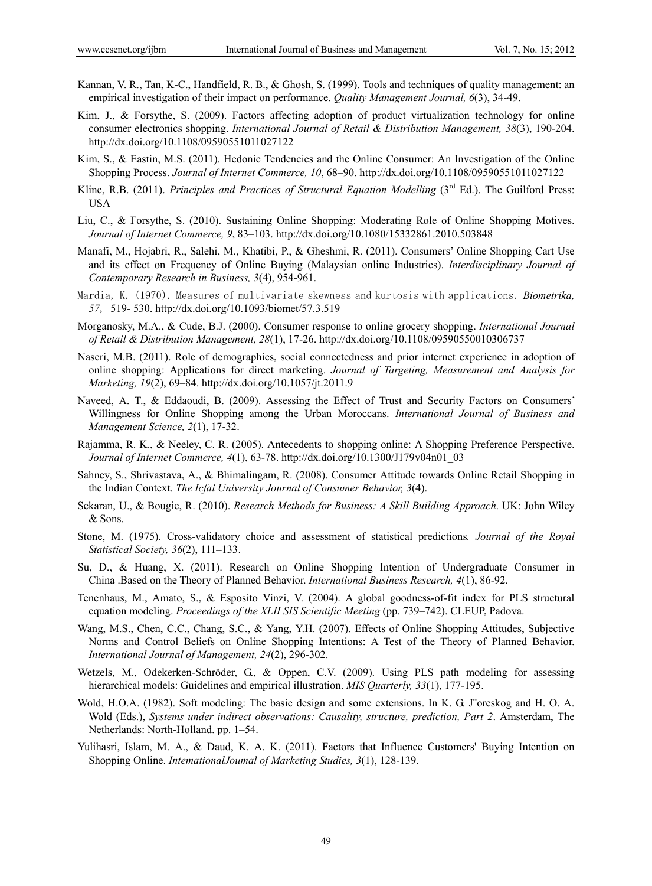Kannan, V. R., Tan, K-C., Handfield, R. B., & Ghosh, S. (1999). Tools and techniques of quality management: an empirical investigation of their impact on performance. *Quality Management Journal, 6*(3), 34-49.

Kim, J., & Forsythe, S. (2009). Factors affecting adoption of product virtualization technology for online consumer electronics shopping. *International Journal of Retail & Distribution Management, 38*(3), 190-204. http://dx.doi.org/10.1108/09590551011027122

Kim, S., & Eastin, M.S. (2011). Hedonic Tendencies and the Online Consumer: An Investigation of the Online Shopping Process. *Journal of Internet Commerce, 10*, 68–90. http://dx.doi.org/10.1108/09590551011027122

Kline, R.B. (2011). *Principles and Practices of Structural Equation Modelling* (3rd Ed.). The Guilford Press: USA

Liu, C., & Forsythe, S. (2010). Sustaining Online Shopping: Moderating Role of Online Shopping Motives. *Journal of Internet Commerce, 9*, 83–103. http://dx.doi.org/10.1080/15332861.2010.503848

Manafi, M., Hojabri, R., Salehi, M., Khatibi, P., & Gheshmi, R. (2011). Consumers' Online Shopping Cart Use and its effect on Frequency of Online Buying (Malaysian online Industries). *Interdisciplinary Journal of Contemporary Research in Business, 3*(4), 954-961.

Mardia, K. (1970). Measures of multivariate skewness and kurtosis with applications. *Biometrika, 57*, 519- 530. http://dx.doi.org/10.1093/biomet/57.3.519

Morganosky, M.A., & Cude, B.J. (2000). Consumer response to online grocery shopping. *International Journal of Retail & Distribution Management, 28*(1), 17-26. http://dx.doi.org/10.1108/09590550010306737

Naseri, M.B. (2011). Role of demographics, social connectedness and prior internet experience in adoption of online shopping: Applications for direct marketing. *Journal of Targeting, Measurement and Analysis for Marketing, 19*(2), 69–84. http://dx.doi.org/10.1057/jt.2011.9

Naveed, A. T., & Eddaoudi, B. (2009). Assessing the Effect of Trust and Security Factors on Consumers' Willingness for Online Shopping among the Urban Moroccans. *International Journal of Business and Management Science, 2*(1), 17-32.

Rajamma, R. K., & Neeley, C. R. (2005). Antecedents to shopping online: A Shopping Preference Perspective. *Journal of Internet Commerce, 4*(1), 63-78. http://dx.doi.org/10.1300/J179v04n01_03

Sahney, S., Shrivastava, A., & Bhimalingam, R. (2008). Consumer Attitude towards Online Retail Shopping in the Indian Context. *The Icfai University Journal of Consumer Behavior, 3*(4).

Sekaran, U., & Bougie, R. (2010). *Research Methods for Business: A Skill Building Approach*. UK: John Wiley & Sons.

Stone, M. (1975). Cross-validatory choice and assessment of statistical predictions*. Journal of the Royal Statistical Society, 36*(2), 111–133.

Su, D., & Huang, X. (2011). Research on Online Shopping Intention of Undergraduate Consumer in China .Based on the Theory of Planned Behavior. *International Business Research, 4*(1), 86-92.

Tenenhaus, M., Amato, S., & Esposito Vinzi, V. (2004). A global goodness-of-fit index for PLS structural equation modeling. *Proceedings of the XLII SIS Scientific Meeting* (pp. 739–742). CLEUP, Padova.

Wang, M.S., Chen, C.C., Chang, S.C., & Yang, Y.H. (2007). Effects of Online Shopping Attitudes, Subjective Norms and Control Beliefs on Online Shopping Intentions: A Test of the Theory of Planned Behavior. *International Journal of Management, 24*(2), 296-302.

Wetzels, M., Odekerken-Schröder, G., & Oppen, C.V. (2009). Using PLS path modeling for assessing hierarchical models: Guidelines and empirical illustration. *MIS Quarterly, 33*(1), 177-195.

Wold, H.O.A. (1982). Soft modeling: The basic design and some extensions. In K. G. J¨oreskog and H. O. A. Wold (Eds.), *Systems under indirect observations: Causality, structure, prediction, Part 2*. Amsterdam, The Netherlands: North-Holland. pp. 1–54.

Yulihasri, Islam, M. A., & Daud, K. A. K. (2011). Factors that Influence Customers' Buying Intention on Shopping Online. *IntemationalJoumal of Marketing Studies, 3*(1), 128-139.